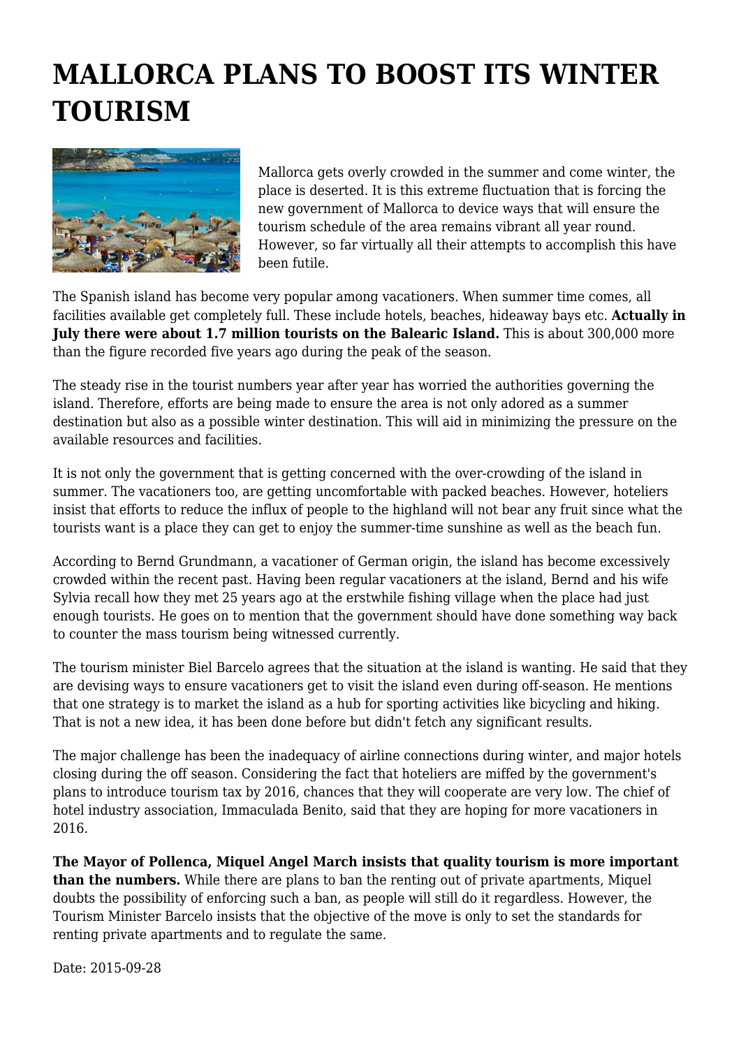# MALLORCA PLANS TO BOOST ITS WINTER TOURISM

Mallorca gets overly crowded in the summer and come winter, the place is deserted. It is this extreme fluctuation that is forcing the new government of Mallorca to device ways that will ensure the tourism schedule of the area remains vibrant all year round. However, so far virtually all their attempts to accomplish this have been futile.

The Spanish island has become very popular among vacationers. When summer time comes, all facilities available get completely full. These include hotels, beaches, hideaway bays etc. **Actually in July there were about 1.7 million tourists on the Balearic Island.** This is about 300,000 more than the figure recorded five years ago during the peak of the season.

The steady rise in the tourist numbers year after year has worried the authorities governing the island. Therefore, efforts are being made to ensure the area is not only adored as a summer destination but also as a possible winter destination. This will aid in minimizing the pressure on the available resources and facilities.

It is not only the government that is getting concerned with the over-crowding of the island in summer. The vacationers too, are getting uncomfortable with packed beaches. However, hoteliers insist that efforts to reduce the influx of people to the highland will not bear any fruit since what the tourists want is a place they can get to enjoy the summer-time sunshine as well as the beach fun.

According to Bernd Grundmann, a vacationer of German origin, the island has become excessively crowded within the recent past. Having been regular vacationers at the island, Bernd and his wife Sylvia recall how they met 25 years ago at the erstwhile fishing village when the place had just enough tourists. He goes on to mention that the government should have done something way back to counter the mass tourism being witnessed currently.

The tourism minister Biel Barcelo agrees that the situation at the island is wanting. He said that they are devising ways to ensure vacationers get to visit the island even during off-season. He mentions that one strategy is to market the island as a hub for sporting activities like bicycling and hiking. That is not a new idea, it has been done before but didn't fetch any significant results.

The major challenge has been the inadequacy of airline connections during winter, and major hotels closing during the off season. Considering the fact that hoteliers are miffed by the government's plans to introduce tourism tax by 2016, chances that they will cooperate are very low. The chief of hotel industry association, Immaculada Benito, said that they are hoping for more vacationers in 2016.

**The Mayor of Pollenca, Miquel Angel March insists that quality tourism is more important than the numbers.** While there are plans to ban the renting out of private apartments, Miquel doubts the possibility of enforcing such a ban, as people will still do it regardless. However, the Tourism Minister Barcelo insists that the objective of the move is only to set the standards for renting private apartments and to regulate the same.

Date: 2015-09-28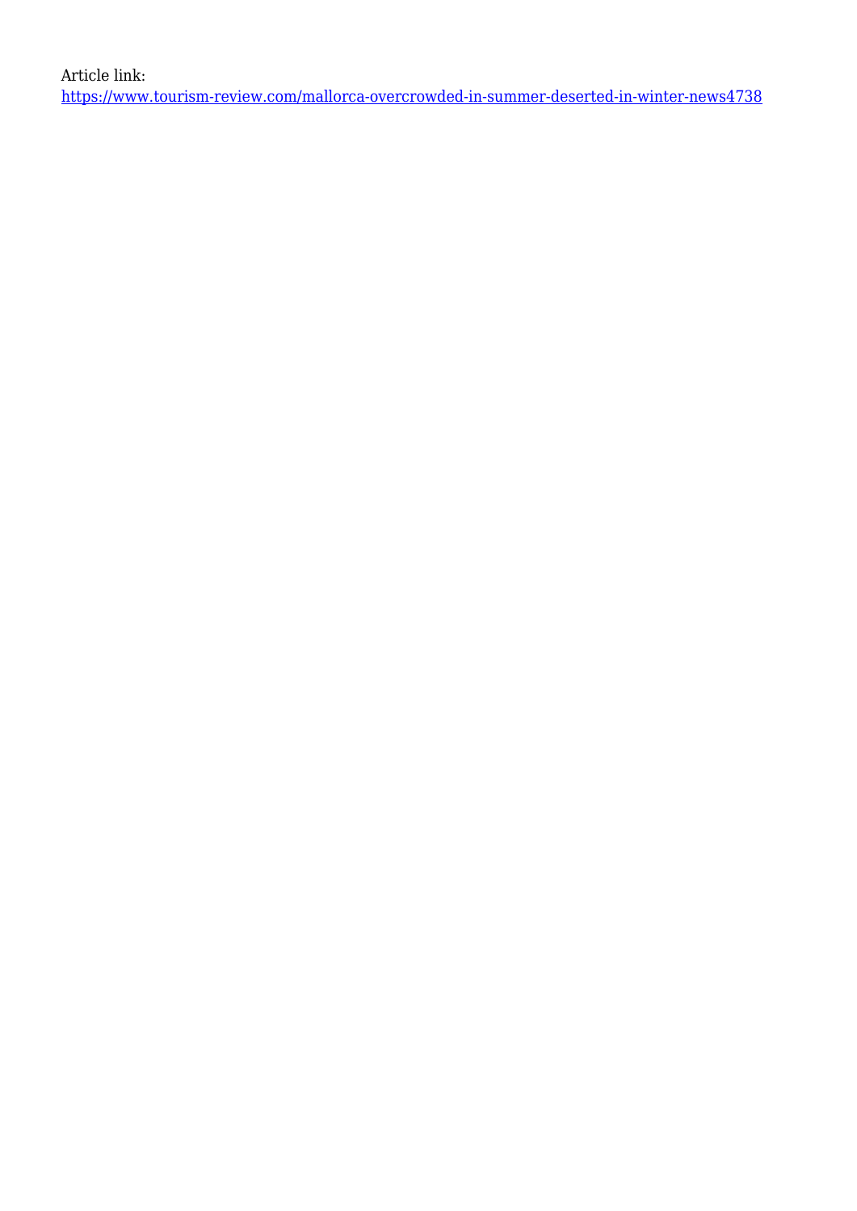Article link:
https://www.tourism-review.com/mallorca-overcrowded-in-summer-deserted-in-winter-news4738